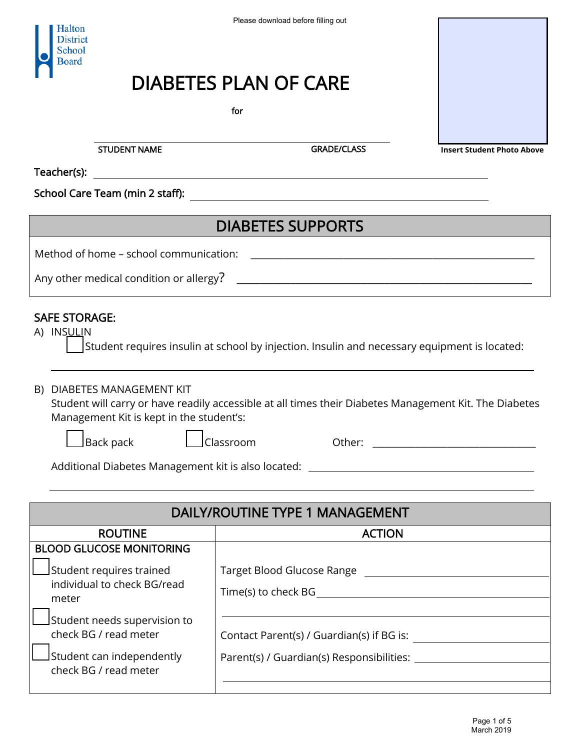Please download before filling out

Halton District School Board

# DIABETES PLAN OF CARE

for

\_\_\_\_\_\_\_\_\_\_\_\_\_\_\_\_\_\_\_\_\_\_\_\_\_\_\_\_\_\_\_\_\_\_\_\_\_\_\_\_\_\_\_\_

STUDENT NAME GRADE/CLASS

Insert Student Photo Above

**Teacher(s):** \_\_\_\_\_\_\_\_\_\_\_\_\_\_\_\_\_\_\_\_\_\_\_\_\_\_\_\_\_\_\_\_\_\_\_\_\_\_\_\_\_\_\_\_

**School Care Team (min 2 staff):** \_\_\_\_\_\_\_\_\_\_\_\_\_\_\_\_\_\_\_\_\_\_\_\_\_\_\_\_\_\_\_\_\_\_\_\_

## DIABETES SUPPORTS

Method of home – school communication: \_\_\_\_\_\_\_\_\_\_\_\_\_\_\_\_\_\_\_\_\_\_\_\_\_\_\_\_\_\_\_\_\_\_\_\_

Any other medical condition or allergy? \_\_\_\_\_\_\_\_\_\_\_\_\_\_\_\_\_\_\_\_\_\_\_\_\_\_\_\_\_\_\_\_\_\_\_\_

### SAFE STORAGE:

A) INSULIN

☐ Student requires insulin at school by injection. Insulin and necessary equipment is located:

\_\_\_\_\_\_\_\_\_\_\_\_\_\_\_\_\_\_\_\_\_\_\_\_\_\_\_\_\_\_\_\_\_\_\_\_\_\_\_\_\_\_\_\_\_\_\_\_\_\_\_\_\_\_\_\_\_\_\_\_

B) DIABETES MANAGEMENT KIT

Student will carry or have readily accessible at all times their Diabetes Management Kit. The Diabetes Management Kit is kept in the student's:

☐ Back pack ☐ Classroom Other: \_\_\_\_\_\_\_\_\_\_\_\_\_\_\_\_\_\_\_\_\_\_\_\_

Additional Diabetes Management kit is also located: \_\_\_\_\_\_\_\_\_\_\_\_\_\_\_\_\_\_\_\_\_\_\_\_\_\_

\_\_\_\_\_\_\_\_\_\_\_\_\_\_\_\_\_\_\_\_\_\_\_\_\_\_\_\_\_\_\_\_\_\_\_\_\_\_\_\_\_\_\_\_\_\_\_\_\_\_\_\_\_\_\_\_\_\_\_\_

## DAILY/ROUTINE TYPE 1 MANAGEMENT

| ROUTINE | ACTION |
|---|---|
| **BLOOD GLUCOSE MONITORING**<br>☐ Student requires trained individual to check BG/read meter<br>☐ Student needs supervision to check BG / read meter<br>☐ Student can independently check BG / read meter | Target Blood Glucose Range \_\_\_\_\_\_\_\_\_\_\_\_\_\_\_\_<br>Time(s) to check BG \_\_\_\_\_\_\_\_\_\_\_\_\_\_\_\_\_\_\_\_<br>\_\_\_\_\_\_\_\_\_\_\_\_\_\_\_\_\_\_\_\_\_\_\_\_\_\_\_\_\_\_\_\_<br>Contact Parent(s) / Guardian(s) if BG is: \_\_\_\_\_\_\_\_\_\_\_\_<br>Parent(s) / Guardian(s) Responsibilities: \_\_\_\_\_\_\_\_\_\_\_\_<br>\_\_\_\_\_\_\_\_\_\_\_\_\_\_\_\_\_\_\_\_\_\_\_\_\_\_\_\_\_\_\_\_ |

March 2019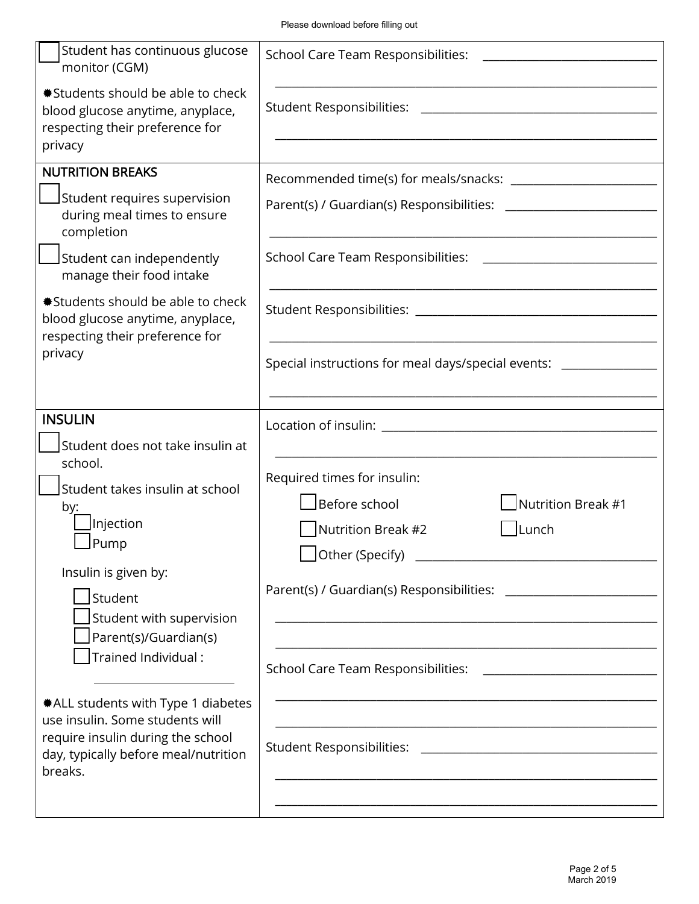Please download before filling out

| | |
|---|---|
| ☐ Student has continuous glucose monitor (CGM)<br><br>✹Students should be able to check blood glucose anytime, anyplace, respecting their preference for privacy | School Care Team Responsibilities: ______________________________<br>________________________________________________________________<br>Student Responsibilities: ________________________________________<br>________________________________________________________________ |
| NUTRITION BREAKS<br><br>☐ Student requires supervision during meal times to ensure completion<br><br>☐ Student can independently manage their food intake<br><br>✹Students should be able to check blood glucose anytime, anyplace, respecting their preference for privacy | Recommended time(s) for meals/snacks: _________________________<br>Parent(s) / Guardian(s) Responsibilities: __________________________<br>________________________________________________________________<br>School Care Team Responsibilities: ______________________________<br>________________________________________________________________<br>Student Responsibilities: ________________________________________<br>________________________________________________________________<br>Special instructions for meal days/special events: ________________<br>________________________________________________________________ |
| INSULIN<br><br>☐ Student does not take insulin at school.<br><br>☐ Student takes insulin at school by:<br>☐ Injection<br>☐ Pump<br><br>Insulin is given by:<br>☐ Student<br>☐ Student with supervision<br>☐ Parent(s)/Guardian(s)<br>☐ Trained Individual :<br>________________________<br><br>✹ALL students with Type 1 diabetes use insulin. Some students will require insulin during the school day, typically before meal/nutrition breaks. | Location of insulin: ______________________________________________<br>________________________________________________________________<br>Required times for insulin:<br>☐ Before school ☐ Nutrition Break #1<br>☐ Nutrition Break #2 ☐ Lunch<br>☐ Other (Specify) ________________________________________<br>Parent(s) / Guardian(s) Responsibilities: __________________________<br>________________________________________________________________<br>________________________________________________________________<br>School Care Team Responsibilities: ______________________________<br>________________________________________________________________<br>________________________________________________________________<br>Student Responsibilities: ________________________________________<br>________________________________________________________________<br>________________________________________________________________ |

March 2019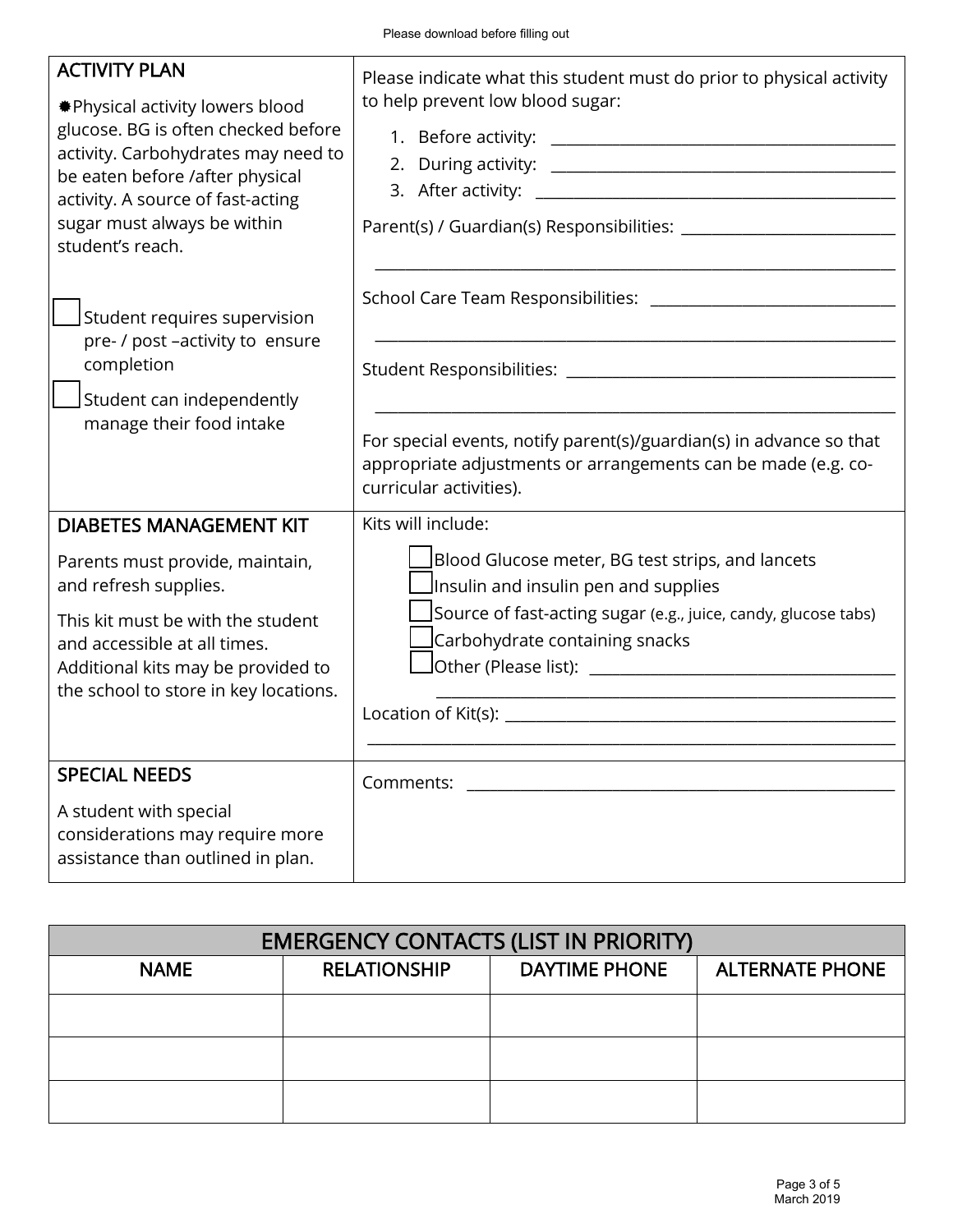Please download before filling out

| ACTIVITY PLAN | |
|---|---|
| ✸Physical activity lowers blood glucose. BG is often checked before activity. Carbohydrates may need to be eaten before /after physical activity. A source of fast-acting sugar must always be within student's reach.<br><br>☐ Student requires supervision pre- / post –activity to ensure completion<br>☐ Student can independently manage their food intake | Please indicate what this student must do prior to physical activity to help prevent low blood sugar:<br>1. Before activity: ______________________<br>2. During activity: ______________________<br>3. After activity: ______________________<br><br>Parent(s) / Guardian(s) Responsibilities: ______________________<br>______________________<br>School Care Team Responsibilities: ______________________<br>______________________<br>Student Responsibilities: ______________________<br>______________________<br><br>For special events, notify parent(s)/guardian(s) in advance so that appropriate adjustments or arrangements can be made (e.g. co-curricular activities). |
| **DIABETES MANAGEMENT KIT**<br><br>Parents must provide, maintain, and refresh supplies.<br><br>This kit must be with the student and accessible at all times. Additional kits may be provided to the school to store in key locations. | Kits will include:<br>☐ Blood Glucose meter, BG test strips, and lancets<br>☐ Insulin and insulin pen and supplies<br>☐ Source of fast-acting sugar (e.g., juice, candy, glucose tabs)<br>☐ Carbohydrate containing snacks<br>☐ Other (Please list): ______________________<br>______________________<br>Location of Kit(s): ______________________<br>______________________ |
| **SPECIAL NEEDS**<br><br>A student with special considerations may require more assistance than outlined in plan. | Comments: ______________________ |

| EMERGENCY CONTACTS (LIST IN PRIORITY) | | | |
|---|---|---|---|
| NAME | RELATIONSHIP | DAYTIME PHONE | ALTERNATE PHONE |
| | | | |
| | | | |
| | | | |

March 2019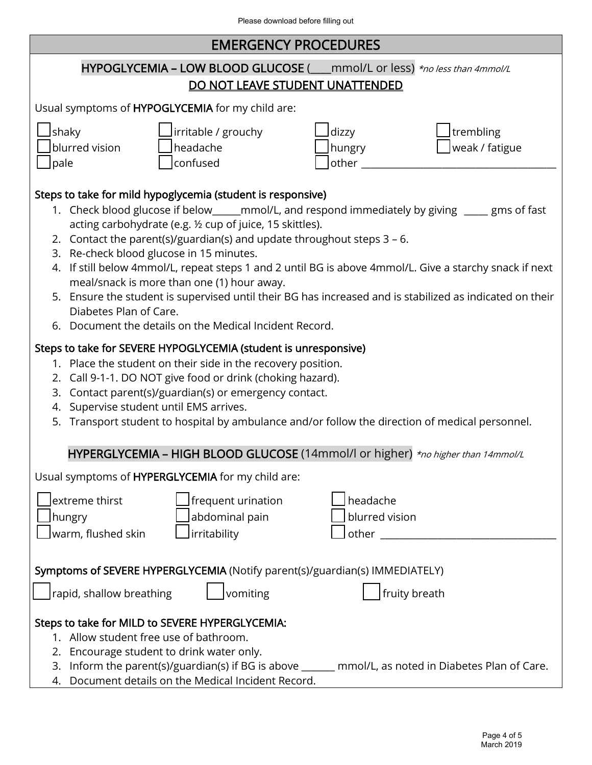Please download before filling out

# EMERGENCY PROCEDURES

## HYPOGLYCEMIA – LOW BLOOD GLUCOSE (____mmol/L or less) *\*no less than 4mmol/L*

**DO NOT LEAVE STUDENT UNATTENDED**

Usual symptoms of **HYPOGLYCEMIA** for my child are:

- ☐ shaky
- ☐ blurred vision
- ☐ pale
- ☐ irritable / grouchy
- ☐ headache
- ☐ confused
- ☐ dizzy
- ☐ hungry
- ☐ other ________________________________________
- ☐ trembling
- ☐ weak / fatigue

**Steps to take for mild hypoglycemia (student is responsive)**

1. Check blood glucose if below______mmol/L, and respond immediately by giving _____ gms of fast acting carbohydrate (e.g. ½ cup of juice, 15 skittles).
2. Contact the parent(s)/guardian(s) and update throughout steps 3 – 6.
3. Re-check blood glucose in 15 minutes.
4. If still below 4mmol/L, repeat steps 1 and 2 until BG is above 4mmol/L. Give a starchy snack if next meal/snack is more than one (1) hour away.
5. Ensure the student is supervised until their BG has increased and is stabilized as indicated on their Diabetes Plan of Care.
6. Document the details on the Medical Incident Record.

**Steps to take for SEVERE HYPOGLYCEMIA (student is unresponsive)**

1. Place the student on their side in the recovery position.
2. Call 9-1-1. DO NOT give food or drink (choking hazard).
3. Contact parent(s)/guardian(s) or emergency contact.
4. Supervise student until EMS arrives.
5. Transport student to hospital by ambulance and/or follow the direction of medical personnel.

## HYPERGLYCEMIA – HIGH BLOOD GLUCOSE (14mmol/l or higher) *\*no higher than 14mmol/L*

Usual symptoms of **HYPERGLYCEMIA** for my child are:

- ☐ extreme thirst
- ☐ hungry
- ☐ warm, flushed skin
- ☐ frequent urination
- ☐ abdominal pain
- ☐ irritability
- ☐ headache
- ☐ blurred vision
- ☐ other ___________________________________

**Symptoms of SEVERE HYPERGLYCEMIA** (Notify parent(s)/guardian(s) IMMEDIATELY)

- ☐ rapid, shallow breathing
- ☐ vomiting
- ☐ fruity breath

**Steps to take for MILD to SEVERE HYPERGLYCEMIA:**

1. Allow student free use of bathroom.
2. Encourage student to drink water only.
3. Inform the parent(s)/guardian(s) if BG is above _______ mmol/L, as noted in Diabetes Plan of Care.
4. Document details on the Medical Incident Record.

March 2019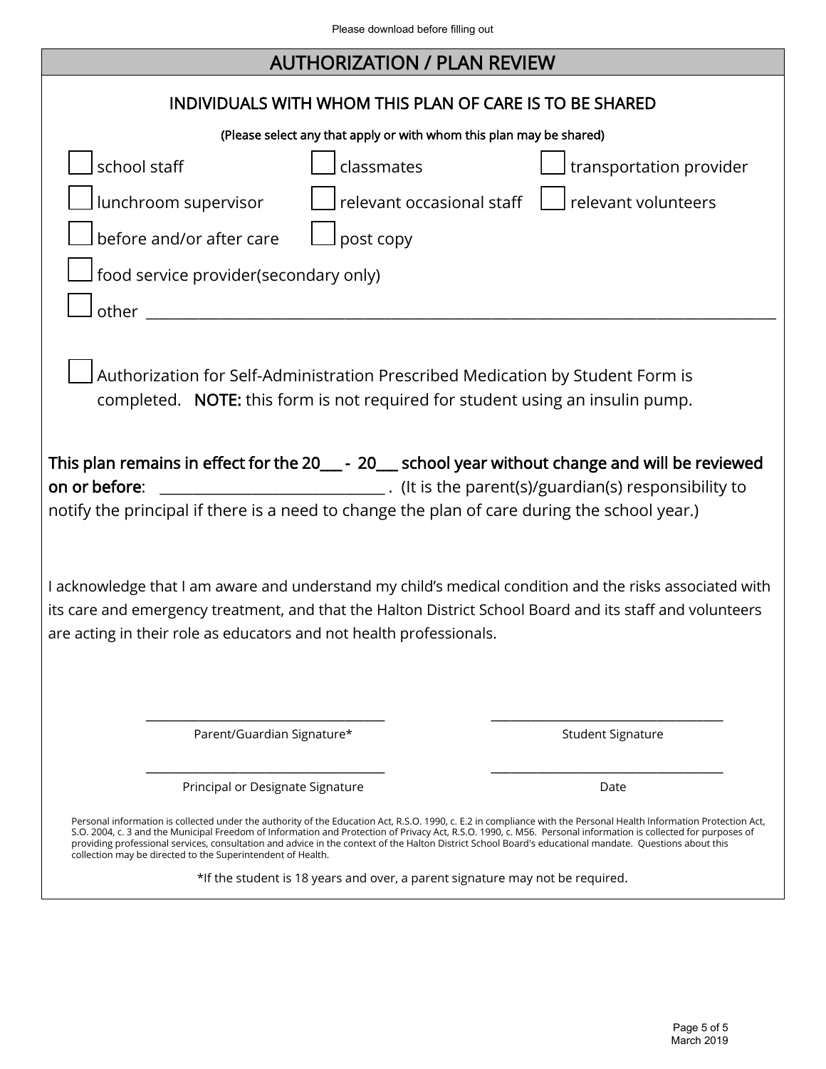Please download before filling out

## AUTHORIZATION / PLAN REVIEW

### INDIVIDUALS WITH WHOM THIS PLAN OF CARE IS TO BE SHARED

**(Please select any that apply or with whom this plan may be shared)**

- ☐ school staff
- ☐ classmates
- ☐ transportation provider
- ☐ lunchroom supervisor
- ☐ relevant occasional staff
- ☐ relevant volunteers
- ☐ before and/or after care
- ☐ post copy
- ☐ food service provider(secondary only)
- ☐ other ______________________________________________________________________________

☐ Authorization for Self-Administration Prescribed Medication by Student Form is completed. **NOTE:** this form is not required for student using an insulin pump.

**This plan remains in effect for the 20___ - 20___ school year without change and will be reviewed on or before**: ____________________________ . (It is the parent(s)/guardian(s) responsibility to notify the principal if there is a need to change the plan of care during the school year.)

I acknowledge that I am aware and understand my child's medical condition and the risks associated with its care and emergency treatment, and that the Halton District School Board and its staff and volunteers are acting in their role as educators and not health professionals.

| | |
|---|---|
| ________________________________ | ________________________________ |
| Parent/Guardian Signature* | Student Signature |
| ________________________________ | ________________________________ |
| Principal or Designate Signature | Date |

Personal information is collected under the authority of the Education Act, R.S.O. 1990, c. E.2 in compliance with the Personal Health Information Protection Act, S.O. 2004, c. 3 and the Municipal Freedom of Information and Protection of Privacy Act, R.S.O. 1990, c. M56. Personal information is collected for purposes of providing professional services, consultation and advice in the context of the Halton District School Board's educational mandate. Questions about this collection may be directed to the Superintendent of Health.

*If the student is 18 years and over, a parent signature may not be required.

March 2019